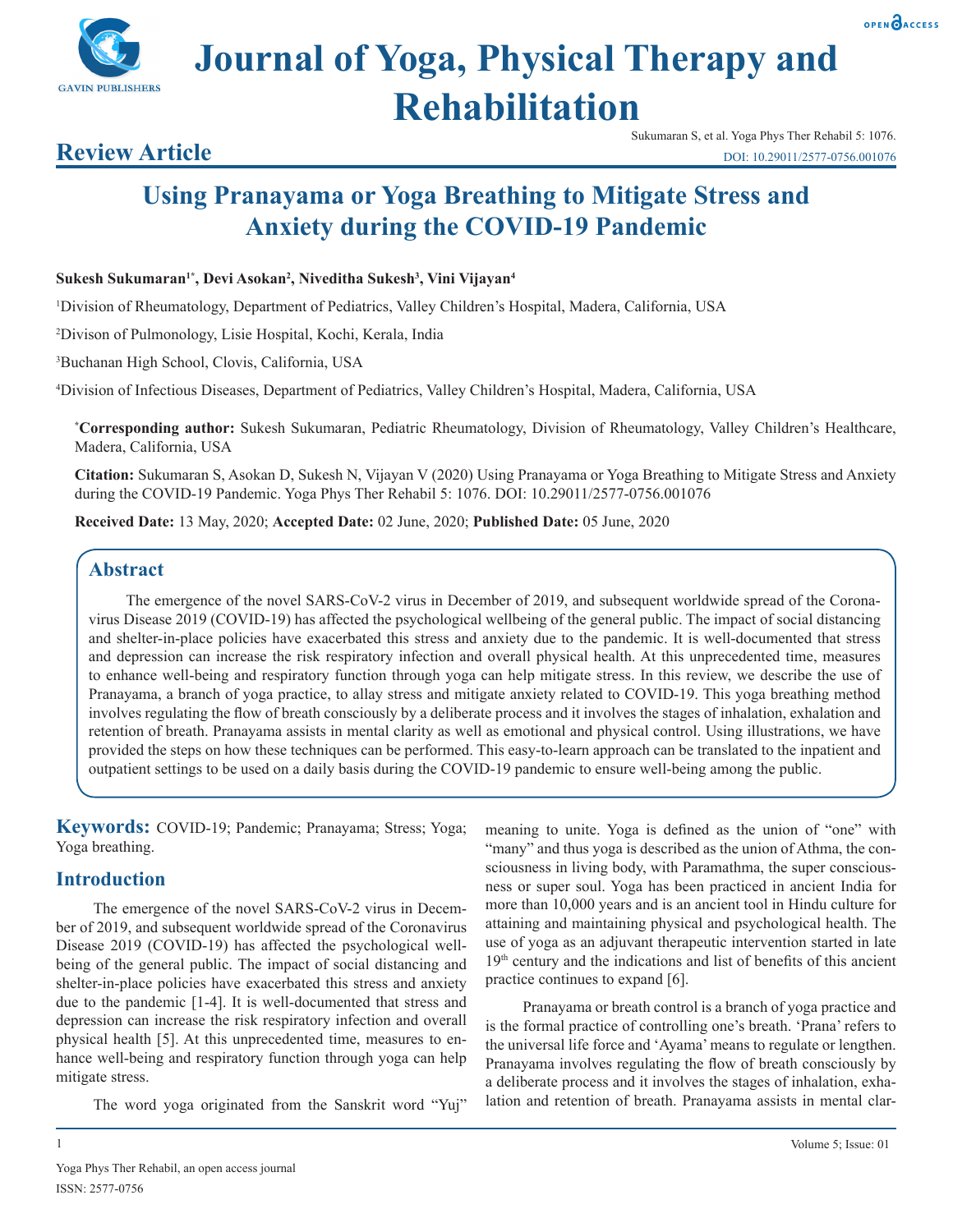# Using Pranayama or Yoga Breathing to Mitigate Stress and Anxiety during the COVID-19 Pandemic

**Review Article**

**Sukesh Sukumaran[1*], Devi Asokan[2], Niveditha Sukesh[3], Vini Vijayan[4]**

[1]Division of Rheumatology, Department of Pediatrics, Valley Children's Hospital, Madera, California, USA

[2]Divison of Pulmonology, Lisie Hospital, Kochi, Kerala, India

[3]Buchanan High School, Clovis, California, USA

[4]Division of Infectious Diseases, Department of Pediatrics, Valley Children's Hospital, Madera, California, USA

**[*]Corresponding author:** Sukesh Sukumaran, Pediatric Rheumatology, Division of Rheumatology, Valley Children's Healthcare, Madera, California, USA

**Citation:** Sukumaran S, Asokan D, Sukesh N, Vijayan V (2020) Using Pranayama or Yoga Breathing to Mitigate Stress and Anxiety during the COVID-19 Pandemic. Yoga Phys Ther Rehabil 5: 1076. DOI: 10.29011/2577-0756.001076

**Received Date:** 13 May, 2020; **Accepted Date:** 02 June, 2020; **Published Date:** 05 June, 2020

## Abstract

The emergence of the novel SARS-CoV-2 virus in December of 2019, and subsequent worldwide spread of the Coronavirus Disease 2019 (COVID-19) has affected the psychological wellbeing of the general public. The impact of social distancing and shelter-in-place policies have exacerbated this stress and anxiety due to the pandemic. It is well-documented that stress and depression can increase the risk respiratory infection and overall physical health. At this unprecedented time, measures to enhance well-being and respiratory function through yoga can help mitigate stress. In this review, we describe the use of Pranayama, a branch of yoga practice, to allay stress and mitigate anxiety related to COVID-19. This yoga breathing method involves regulating the flow of breath consciously by a deliberate process and it involves the stages of inhalation, exhalation and retention of breath. Pranayama assists in mental clarity as well as emotional and physical control. Using illustrations, we have provided the steps on how these techniques can be performed. This easy-to-learn approach can be translated to the inpatient and outpatient settings to be used on a daily basis during the COVID-19 pandemic to ensure well-being among the public.

**Keywords:** COVID-19; Pandemic; Pranayama; Stress; Yoga; Yoga breathing.

## Introduction

The emergence of the novel SARS-CoV-2 virus in December of 2019, and subsequent worldwide spread of the Coronavirus Disease 2019 (COVID-19) has affected the psychological wellbeing of the general public. The impact of social distancing and shelter-in-place policies have exacerbated this stress and anxiety due to the pandemic [1-4]. It is well-documented that stress and depression can increase the risk respiratory infection and overall physical health [5]. At this unprecedented time, measures to enhance well-being and respiratory function through yoga can help mitigate stress.

The word yoga originated from the Sanskrit word "Yuj" meaning to unite. Yoga is defined as the union of "one" with "many" and thus yoga is described as the union of Athma, the consciousness in living body, with Paramathma, the super consciousness or super soul. Yoga has been practiced in ancient India for more than 10,000 years and is an ancient tool in Hindu culture for attaining and maintaining physical and psychological health. The use of yoga as an adjuvant therapeutic intervention started in late 19th century and the indications and list of benefits of this ancient practice continues to expand [6].

Pranayama or breath control is a branch of yoga practice and is the formal practice of controlling one's breath. 'Prana' refers to the universal life force and 'Ayama' means to regulate or lengthen. Pranayama involves regulating the flow of breath consciously by a deliberate process and it involves the stages of inhalation, exhalation and retention of breath. Pranayama assists in mental clar-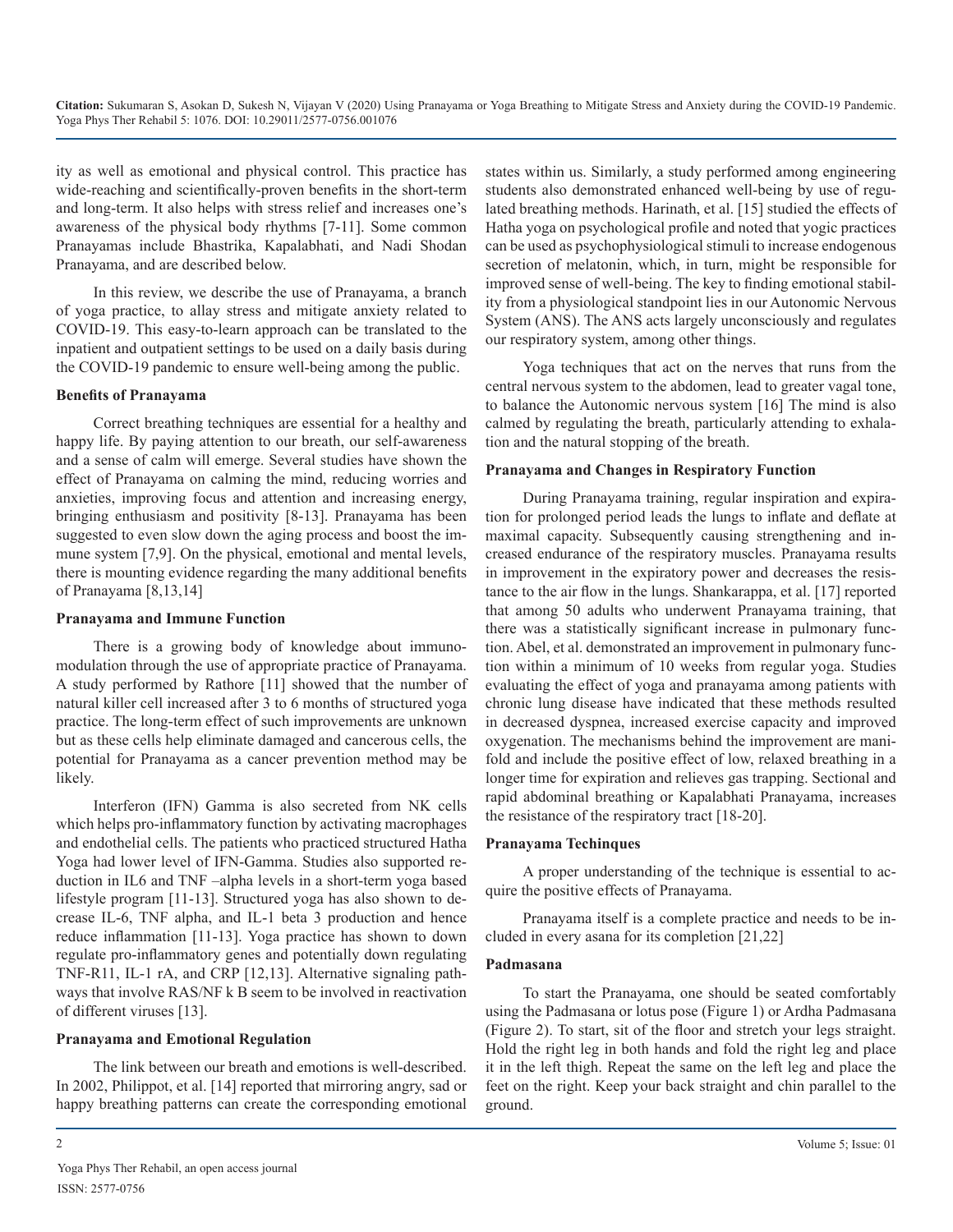ity as well as emotional and physical control. This practice has wide-reaching and scientifically-proven benefits in the short-term and long-term. It also helps with stress relief and increases one's awareness of the physical body rhythms [7-11]. Some common Pranayamas include Bhastrika, Kapalabhati, and Nadi Shodan Pranayama, and are described below.

In this review, we describe the use of Pranayama, a branch of yoga practice, to allay stress and mitigate anxiety related to COVID-19. This easy-to-learn approach can be translated to the inpatient and outpatient settings to be used on a daily basis during the COVID-19 pandemic to ensure well-being among the public.

**Benefits of Pranayama**

Correct breathing techniques are essential for a healthy and happy life. By paying attention to our breath, our self-awareness and a sense of calm will emerge. Several studies have shown the effect of Pranayama on calming the mind, reducing worries and anxieties, improving focus and attention and increasing energy, bringing enthusiasm and positivity [8-13]. Pranayama has been suggested to even slow down the aging process and boost the immune system [7,9]. On the physical, emotional and mental levels, there is mounting evidence regarding the many additional benefits of Pranayama [8,13,14]

**Pranayama and Immune Function**

There is a growing body of knowledge about immunomodulation through the use of appropriate practice of Pranayama. A study performed by Rathore [11] showed that the number of natural killer cell increased after 3 to 6 months of structured yoga practice. The long-term effect of such improvements are unknown but as these cells help eliminate damaged and cancerous cells, the potential for Pranayama as a cancer prevention method may be likely.

Interferon (IFN) Gamma is also secreted from NK cells which helps pro-inflammatory function by activating macrophages and endothelial cells. The patients who practiced structured Hatha Yoga had lower level of IFN-Gamma. Studies also supported reduction in IL6 and TNF –alpha levels in a short-term yoga based lifestyle program [11-13]. Structured yoga has also shown to decrease IL-6, TNF alpha, and IL-1 beta 3 production and hence reduce inflammation [11-13]. Yoga practice has shown to down regulate pro-inflammatory genes and potentially down regulating TNF-R11, IL-1 rA, and CRP [12,13]. Alternative signaling pathways that involve RAS/NF k B seem to be involved in reactivation of different viruses [13].

**Pranayama and Emotional Regulation**

The link between our breath and emotions is well-described. In 2002, Philippot, et al. [14] reported that mirroring angry, sad or happy breathing patterns can create the corresponding emotional states within us. Similarly, a study performed among engineering students also demonstrated enhanced well-being by use of regulated breathing methods. Harinath, et al. [15] studied the effects of Hatha yoga on psychological profile and noted that yogic practices can be used as psychophysiological stimuli to increase endogenous secretion of melatonin, which, in turn, might be responsible for improved sense of well-being. The key to finding emotional stability from a physiological standpoint lies in our Autonomic Nervous System (ANS). The ANS acts largely unconsciously and regulates our respiratory system, among other things.

Yoga techniques that act on the nerves that runs from the central nervous system to the abdomen, lead to greater vagal tone, to balance the Autonomic nervous system [16] The mind is also calmed by regulating the breath, particularly attending to exhalation and the natural stopping of the breath.

**Pranayama and Changes in Respiratory Function**

During Pranayama training, regular inspiration and expiration for prolonged period leads the lungs to inflate and deflate at maximal capacity. Subsequently causing strengthening and increased endurance of the respiratory muscles. Pranayama results in improvement in the expiratory power and decreases the resistance to the air flow in the lungs. Shankarappa, et al. [17] reported that among 50 adults who underwent Pranayama training, that there was a statistically significant increase in pulmonary function. Abel, et al. demonstrated an improvement in pulmonary function within a minimum of 10 weeks from regular yoga. Studies evaluating the effect of yoga and pranayama among patients with chronic lung disease have indicated that these methods resulted in decreased dyspnea, increased exercise capacity and improved oxygenation. The mechanisms behind the improvement are manifold and include the positive effect of low, relaxed breathing in a longer time for expiration and relieves gas trapping. Sectional and rapid abdominal breathing or Kapalabhati Pranayama, increases the resistance of the respiratory tract [18-20].

**Pranayama Techinques**

A proper understanding of the technique is essential to acquire the positive effects of Pranayama.

Pranayama itself is a complete practice and needs to be included in every asana for its completion [21,22]

**Padmasana**

To start the Pranayama, one should be seated comfortably using the Padmasana or lotus pose (Figure 1) or Ardha Padmasana (Figure 2). To start, sit of the floor and stretch your legs straight. Hold the right leg in both hands and fold the right leg and place it in the left thigh. Repeat the same on the left leg and place the feet on the right. Keep your back straight and chin parallel to the ground.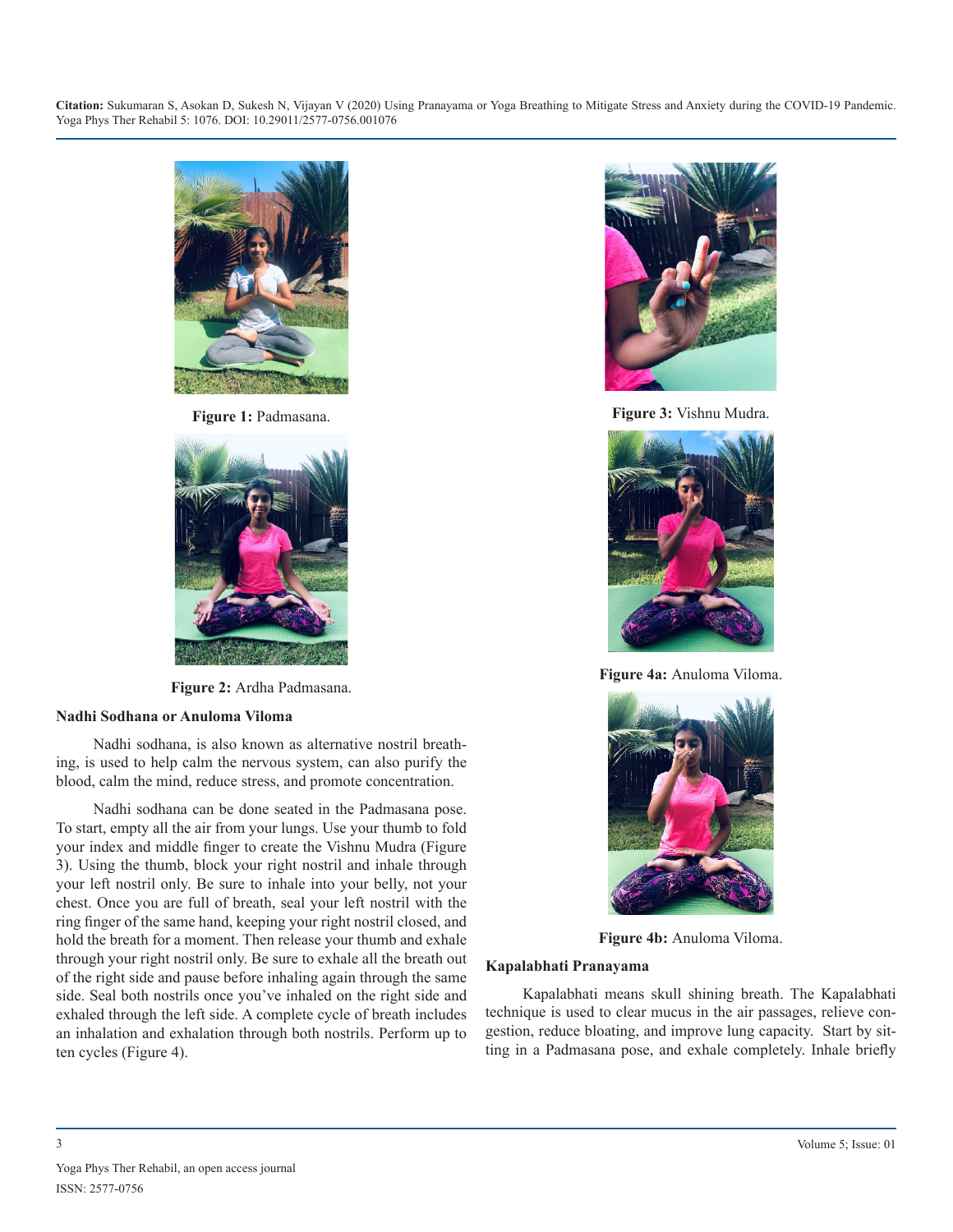Figure 1: Padmasana.

Figure 2: Ardha Padmasana.

### Nadhi Sodhana or Anuloma Viloma

Nadhi sodhana, is also known as alternative nostril breathing, is used to help calm the nervous system, can also purify the blood, calm the mind, reduce stress, and promote concentration.

Nadhi sodhana can be done seated in the Padmasana pose. To start, empty all the air from your lungs. Use your thumb to fold your index and middle finger to create the Vishnu Mudra (Figure 3). Using the thumb, block your right nostril and inhale through your left nostril only. Be sure to inhale into your belly, not your chest. Once you are full of breath, seal your left nostril with the ring finger of the same hand, keeping your right nostril closed, and hold the breath for a moment. Then release your thumb and exhale through your right nostril only. Be sure to exhale all the breath out of the right side and pause before inhaling again through the same side. Seal both nostrils once you've inhaled on the right side and exhaled through the left side. A complete cycle of breath includes an inhalation and exhalation through both nostrils. Perform up to ten cycles (Figure 4).

Figure 3: Vishnu Mudra.

Figure 4a: Anuloma Viloma.

Figure 4b: Anuloma Viloma.

### Kapalabhati Pranayama

Kapalabhati means skull shining breath. The Kapalabhati technique is used to clear mucus in the air passages, relieve congestion, reduce bloating, and improve lung capacity. Start by sitting in a Padmasana pose, and exhale completely. Inhale briefly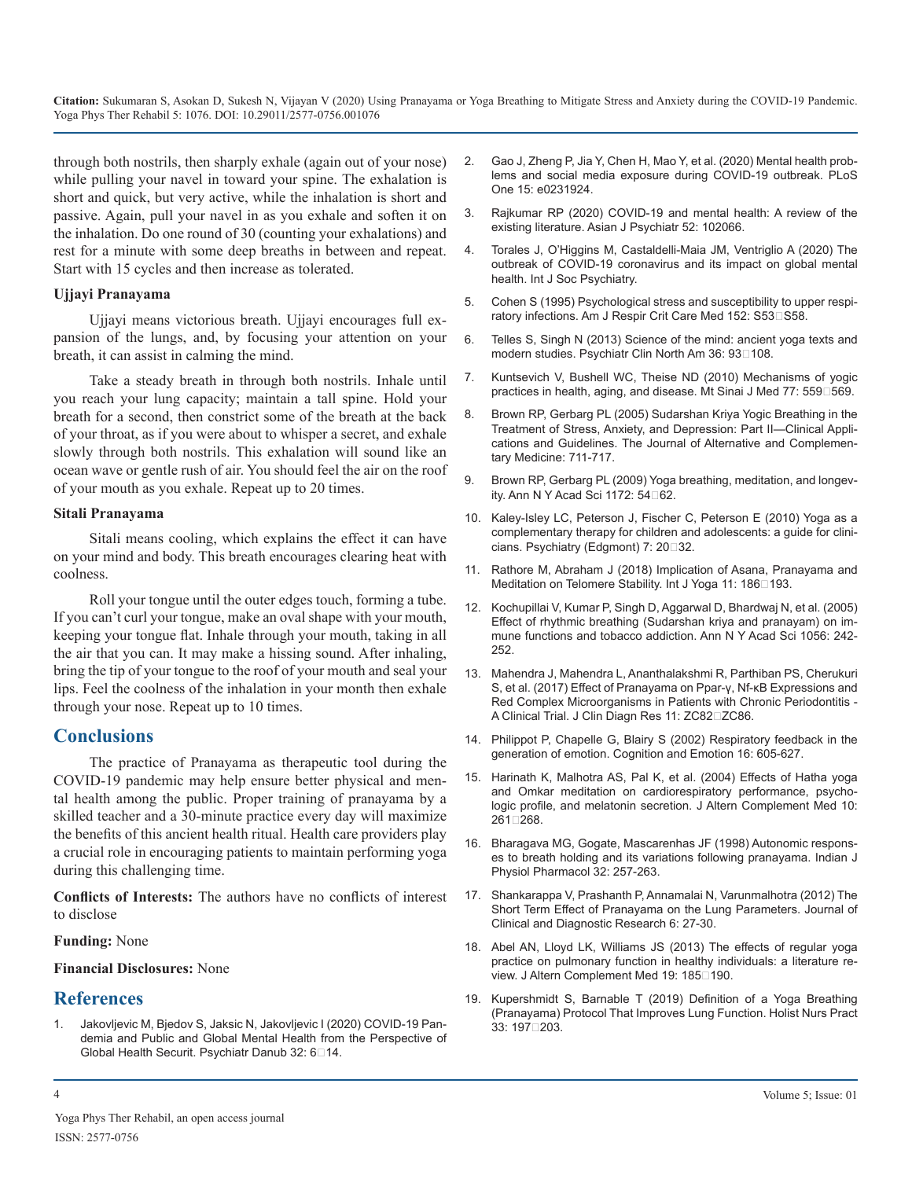through both nostrils, then sharply exhale (again out of your nose) while pulling your navel in toward your spine. The exhalation is short and quick, but very active, while the inhalation is short and passive. Again, pull your navel in as you exhale and soften it on the inhalation. Do one round of 30 (counting your exhalations) and rest for a minute with some deep breaths in between and repeat. Start with 15 cycles and then increase as tolerated.

### Ujjayi Pranayama

Ujjayi means victorious breath. Ujjayi encourages full expansion of the lungs, and, by focusing your attention on your breath, it can assist in calming the mind.

Take a steady breath in through both nostrils. Inhale until you reach your lung capacity; maintain a tall spine. Hold your breath for a second, then constrict some of the breath at the back of your throat, as if you were about to whisper a secret, and exhale slowly through both nostrils. This exhalation will sound like an ocean wave or gentle rush of air. You should feel the air on the roof of your mouth as you exhale. Repeat up to 20 times.

### Sitali Pranayama

Sitali means cooling, which explains the effect it can have on your mind and body. This breath encourages clearing heat with coolness.

Roll your tongue until the outer edges touch, forming a tube. If you can't curl your tongue, make an oval shape with your mouth, keeping your tongue flat. Inhale through your mouth, taking in all the air that you can. It may make a hissing sound. After inhaling, bring the tip of your tongue to the roof of your mouth and seal your lips. Feel the coolness of the inhalation in your month then exhale through your nose. Repeat up to 10 times.

## Conclusions

The practice of Pranayama as therapeutic tool during the COVID-19 pandemic may help ensure better physical and mental health among the public. Proper training of pranayama by a skilled teacher and a 30-minute practice every day will maximize the benefits of this ancient health ritual. Health care providers play a crucial role in encouraging patients to maintain performing yoga during this challenging time.

**Conflicts of Interests:** The authors have no conflicts of interest to disclose

**Funding:** None

**Financial Disclosures:** None

## References

1. Jakovljevic M, Bjedov S, Jaksic N, Jakovljevic I (2020) COVID-19 Pandemia and Public and Global Mental Health from the Perspective of Global Health Securit. Psychiatr Danub 32: 6-14.
2. Gao J, Zheng P, Jia Y, Chen H, Mao Y, et al. (2020) Mental health problems and social media exposure during COVID-19 outbreak. PLoS One 15: e0231924.
3. Rajkumar RP (2020) COVID-19 and mental health: A review of the existing literature. Asian J Psychiatr 52: 102066.
4. Torales J, O'Higgins M, Castaldelli-Maia JM, Ventriglio A (2020) The outbreak of COVID-19 coronavirus and its impact on global mental health. Int J Soc Psychiatry.
5. Cohen S (1995) Psychological stress and susceptibility to upper respiratory infections. Am J Respir Crit Care Med 152: S53-S58.
6. Telles S, Singh N (2013) Science of the mind: ancient yoga texts and modern studies. Psychiatr Clin North Am 36: 93-108.
7. Kuntsevich V, Bushell WC, Theise ND (2010) Mechanisms of yogic practices in health, aging, and disease. Mt Sinai J Med 77: 559-569.
8. Brown RP, Gerbarg PL (2005) Sudarshan Kriya Yogic Breathing in the Treatment of Stress, Anxiety, and Depression: Part II—Clinical Applications and Guidelines. The Journal of Alternative and Complementary Medicine: 711-717.
9. Brown RP, Gerbarg PL (2009) Yoga breathing, meditation, and longevity. Ann N Y Acad Sci 1172: 54-62.
10. Kaley-Isley LC, Peterson J, Fischer C, Peterson E (2010) Yoga as a complementary therapy for children and adolescents: a guide for clinicians. Psychiatry (Edgmont) 7: 20-32.
11. Rathore M, Abraham J (2018) Implication of Asana, Pranayama and Meditation on Telomere Stability. Int J Yoga 11: 186-193.
12. Kochupillai V, Kumar P, Singh D, Aggarwal D, Bhardwaj N, et al. (2005) Effect of rhythmic breathing (Sudarshan kriya and pranayam) on immune functions and tobacco addiction. Ann N Y Acad Sci 1056: 242-252.
13. Mahendra J, Mahendra L, Ananthalakshmi R, Parthiban PS, Cherukuri S, et al. (2017) Effect of Pranayama on Ppar-γ, Nf-κB Expressions and Red Complex Microorganisms in Patients with Chronic Periodontitis - A Clinical Trial. J Clin Diagn Res 11: ZC82-ZC86.
14. Philippot P, Chapelle G, Blairy S (2002) Respiratory feedback in the generation of emotion. Cognition and Emotion 16: 605-627.
15. Harinath K, Malhotra AS, Pal K, et al. (2004) Effects of Hatha yoga and Omkar meditation on cardiorespiratory performance, psychologic profile, and melatonin secretion. J Altern Complement Med 10: 261-268.
16. Bharagava MG, Gogate, Mascarenhas JF (1998) Autonomic responses to breath holding and its variations following pranayama. Indian J Physiol Pharmacol 32: 257-263.
17. Shankarappa V, Prashanth P, Annamalai N, Varunmalhotra (2012) The Short Term Effect of Pranayama on the Lung Parameters. Journal of Clinical and Diagnostic Research 6: 27-30.
18. Abel AN, Lloyd LK, Williams JS (2013) The effects of regular yoga practice on pulmonary function in healthy individuals: a literature review. J Altern Complement Med 19: 185-190.
19. Kupershmidt S, Barnable T (2019) Definition of a Yoga Breathing (Pranayama) Protocol That Improves Lung Function. Holist Nurs Pract 33: 197-203.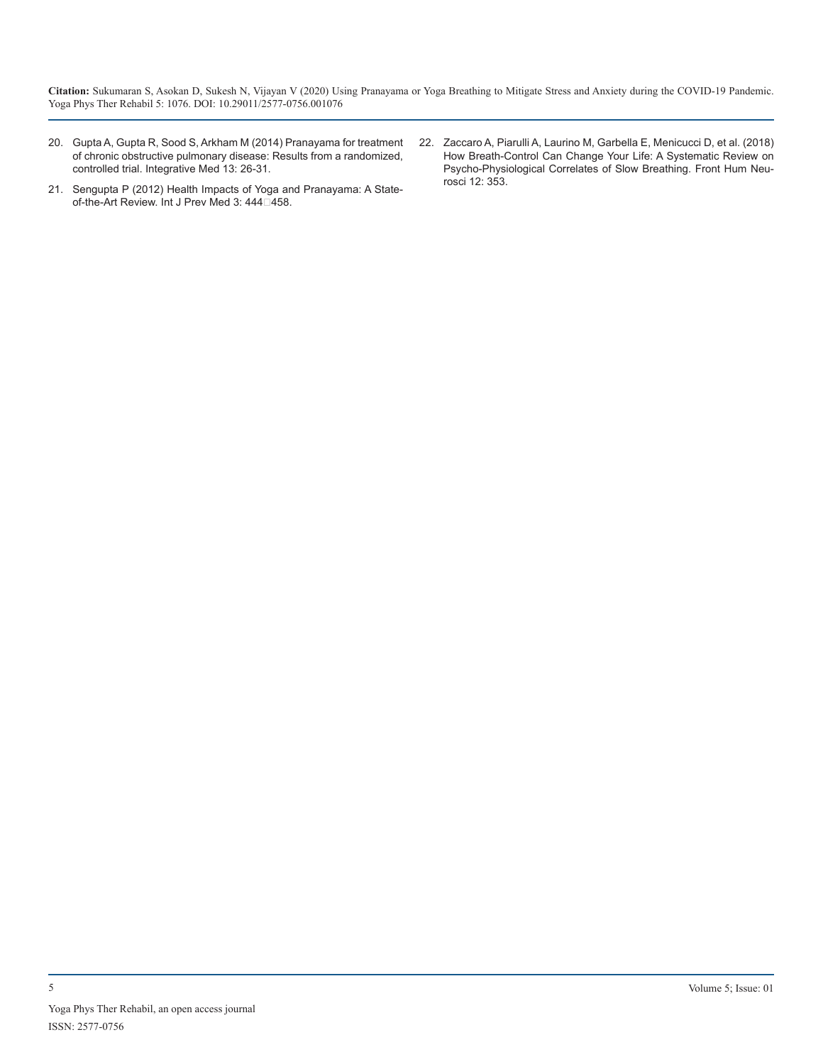20. Gupta A, Gupta R, Sood S, Arkham M (2014) Pranayama for treatment of chronic obstructive pulmonary disease: Results from a randomized, controlled trial. Integrative Med 13: 26-31.

21. Sengupta P (2012) Health Impacts of Yoga and Pranayama: A State-of-the-Art Review. Int J Prev Med 3: 444□458.

22. Zaccaro A, Piarulli A, Laurino M, Garbella E, Menicucci D, et al. (2018) How Breath-Control Can Change Your Life: A Systematic Review on Psycho-Physiological Correlates of Slow Breathing. Front Hum Neurosci 12: 353.